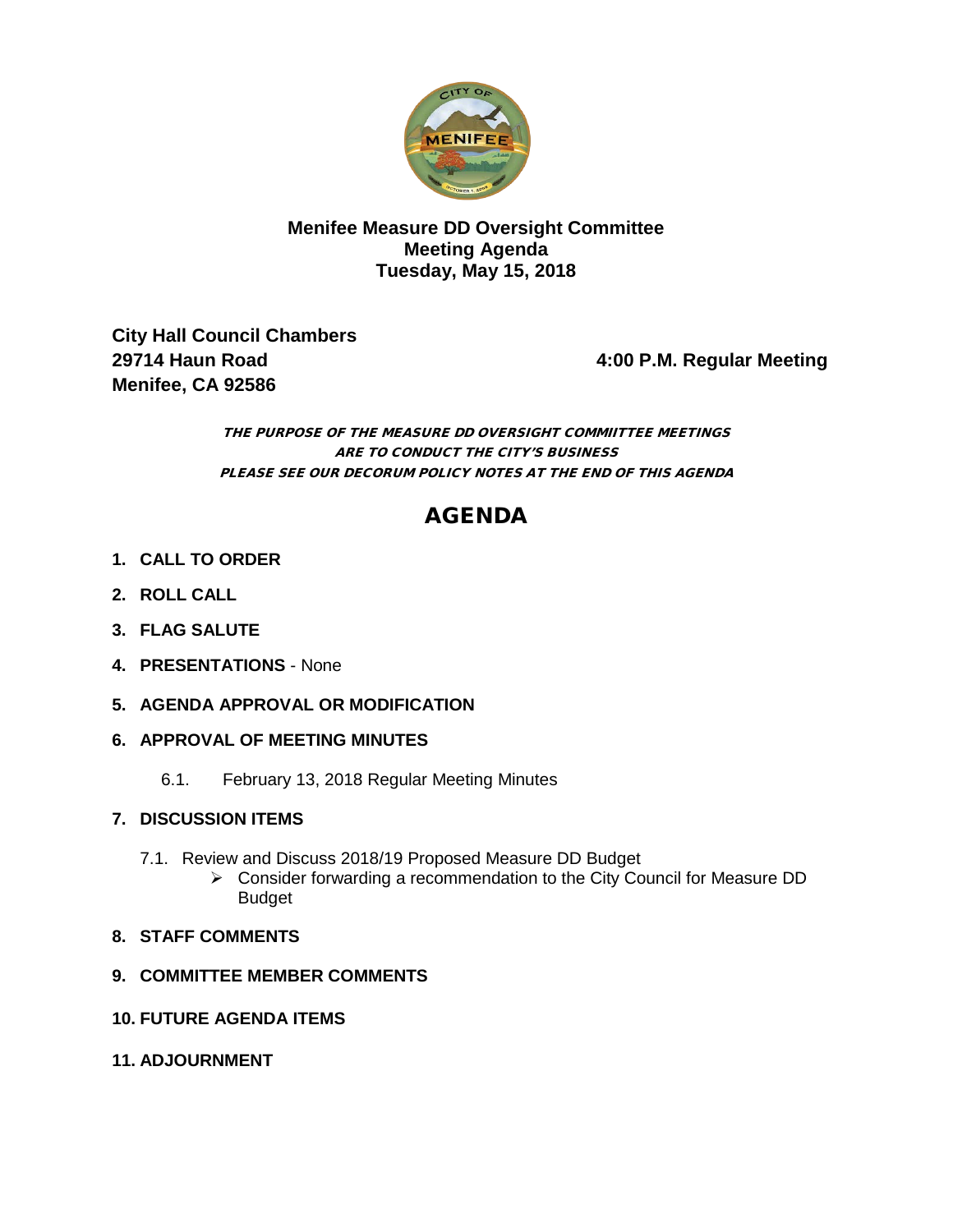**Menifee Measure DD Oversight Committee**
**Meeting Agenda**
**Tuesday, May 15, 2018**

**City Hall Council Chambers**
**29714 Haun Road** **4:00 P.M. Regular Meeting**
**Menifee, CA 92586**

***THE PURPOSE OF THE MEASURE DD OVERSIGHT COMMIITTEE MEETINGS ARE TO CONDUCT THE CITY'S BUSINESS***
***PLEASE SEE OUR DECORUM POLICY NOTES AT THE END OF THIS AGENDA***

# AGENDA

1. **CALL TO ORDER**
2. **ROLL CALL**
3. **FLAG SALUTE**
4. **PRESENTATIONS** - None
5. **AGENDA APPROVAL OR MODIFICATION**
6. **APPROVAL OF MEETING MINUTES**
   - 6.1. February 13, 2018 Regular Meeting Minutes
7. **DISCUSSION ITEMS**
   - 7.1. Review and Discuss 2018/19 Proposed Measure DD Budget
     - Consider forwarding a recommendation to the City Council for Measure DD Budget
8. **STAFF COMMENTS**
9. **COMMITTEE MEMBER COMMENTS**
10. **FUTURE AGENDA ITEMS**
11. **ADJOURNMENT**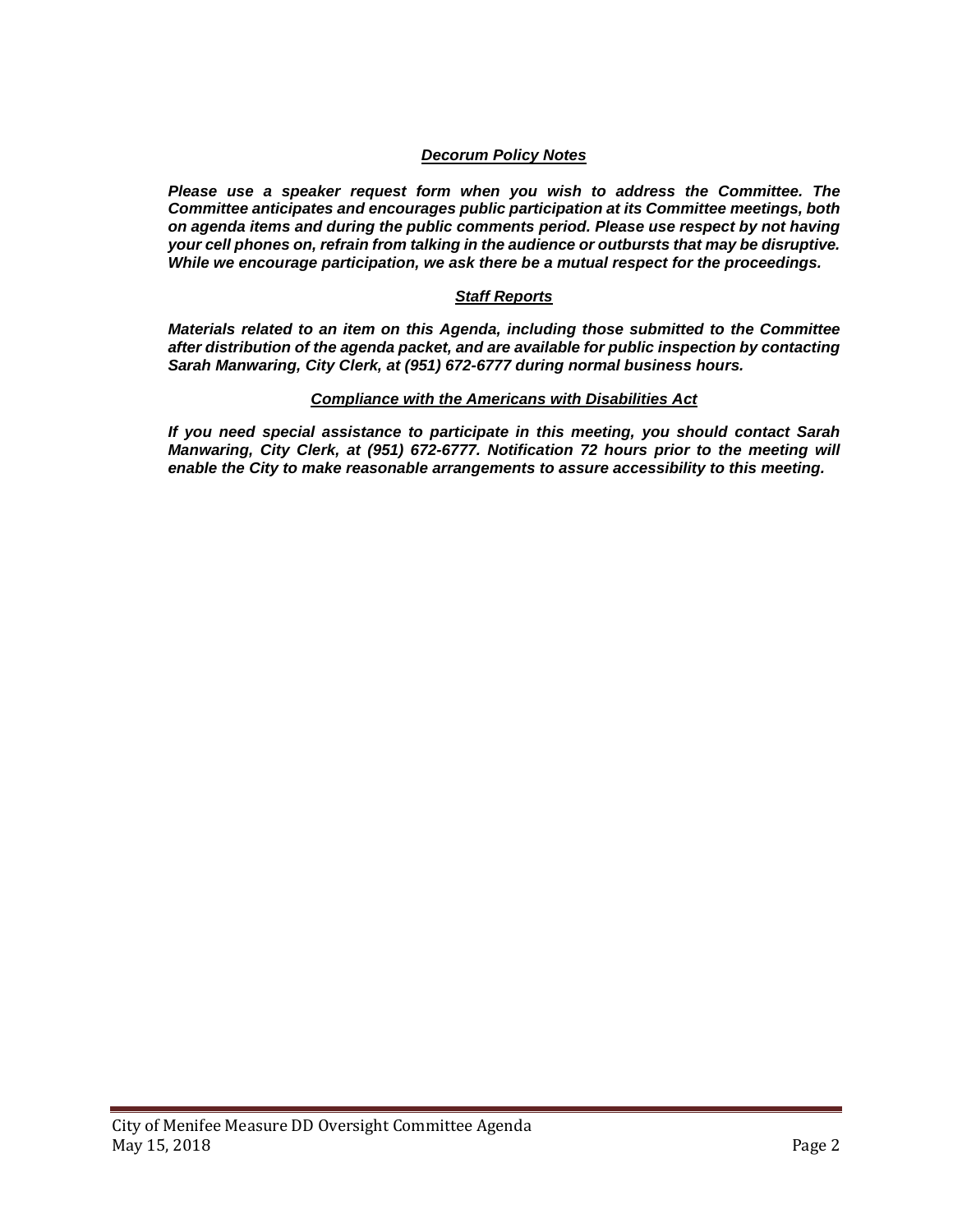***Decorum Policy Notes***

***Please use a speaker request form when you wish to address the Committee. The Committee anticipates and encourages public participation at its Committee meetings, both on agenda items and during the public comments period. Please use respect by not having your cell phones on, refrain from talking in the audience or outbursts that may be disruptive. While we encourage participation, we ask there be a mutual respect for the proceedings.***

***Staff Reports***

***Materials related to an item on this Agenda, including those submitted to the Committee after distribution of the agenda packet, and are available for public inspection by contacting Sarah Manwaring, City Clerk, at (951) 672-6777 during normal business hours.***

***Compliance with the Americans with Disabilities Act***

***If you need special assistance to participate in this meeting, you should contact Sarah Manwaring, City Clerk, at (951) 672-6777. Notification 72 hours prior to the meeting will enable the City to make reasonable arrangements to assure accessibility to this meeting.***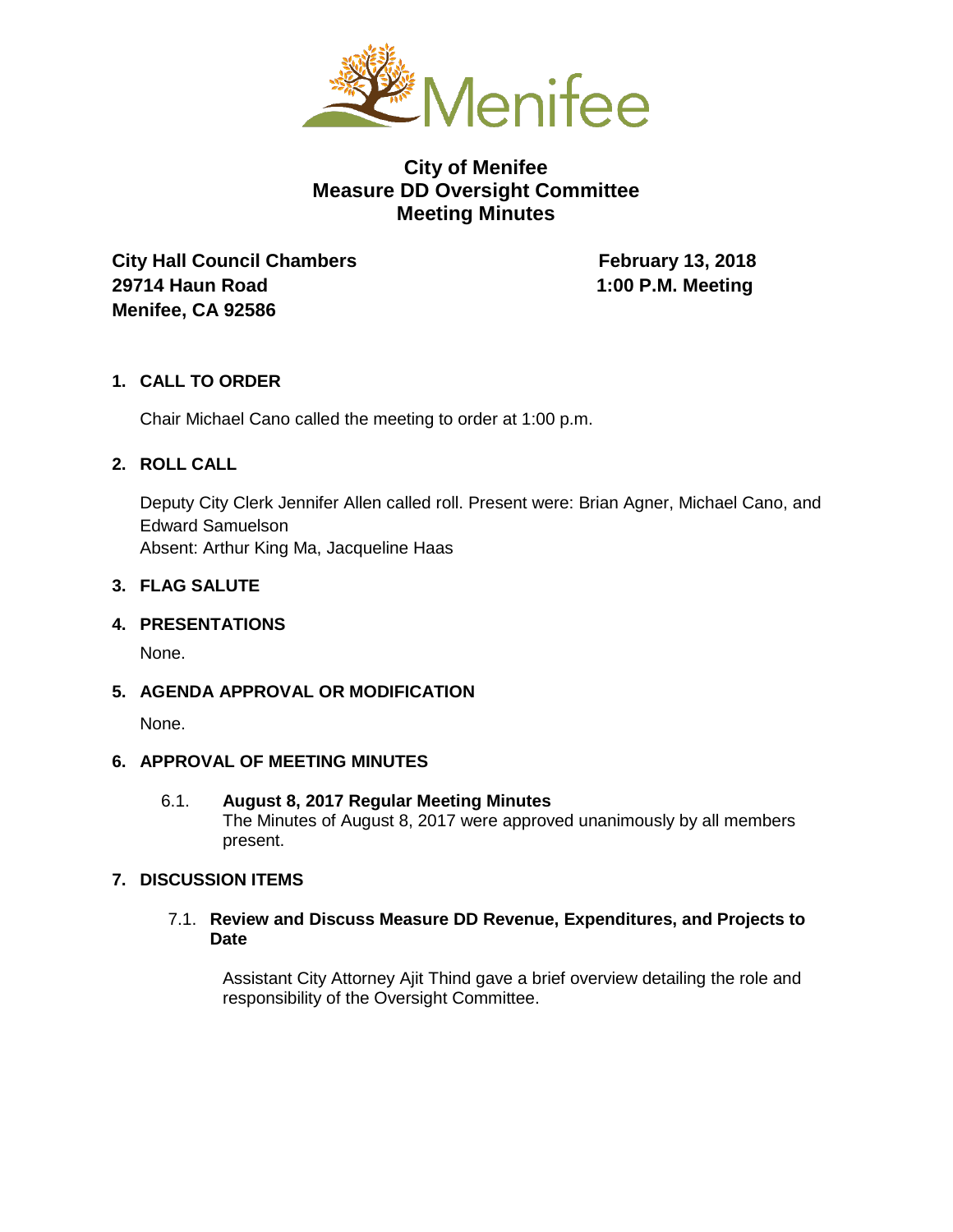# City of Menifee
## Measure DD Oversight Committee
## Meeting Minutes

**City Hall Council Chambers**
**29714 Haun Road**
**Menifee, CA 92586**

**February 13, 2018**
**1:00 P.M. Meeting**

### 1. CALL TO ORDER

Chair Michael Cano called the meeting to order at 1:00 p.m.

### 2. ROLL CALL

Deputy City Clerk Jennifer Allen called roll. Present were: Brian Agner, Michael Cano, and Edward Samuelson
Absent: Arthur King Ma, Jacqueline Haas

### 3. FLAG SALUTE

### 4. PRESENTATIONS

None.

### 5. AGENDA APPROVAL OR MODIFICATION

None.

### 6. APPROVAL OF MEETING MINUTES

6.1. **August 8, 2017 Regular Meeting Minutes**
The Minutes of August 8, 2017 were approved unanimously by all members present.

### 7. DISCUSSION ITEMS

7.1. **Review and Discuss Measure DD Revenue, Expenditures, and Projects to Date**

Assistant City Attorney Ajit Thind gave a brief overview detailing the role and responsibility of the Oversight Committee.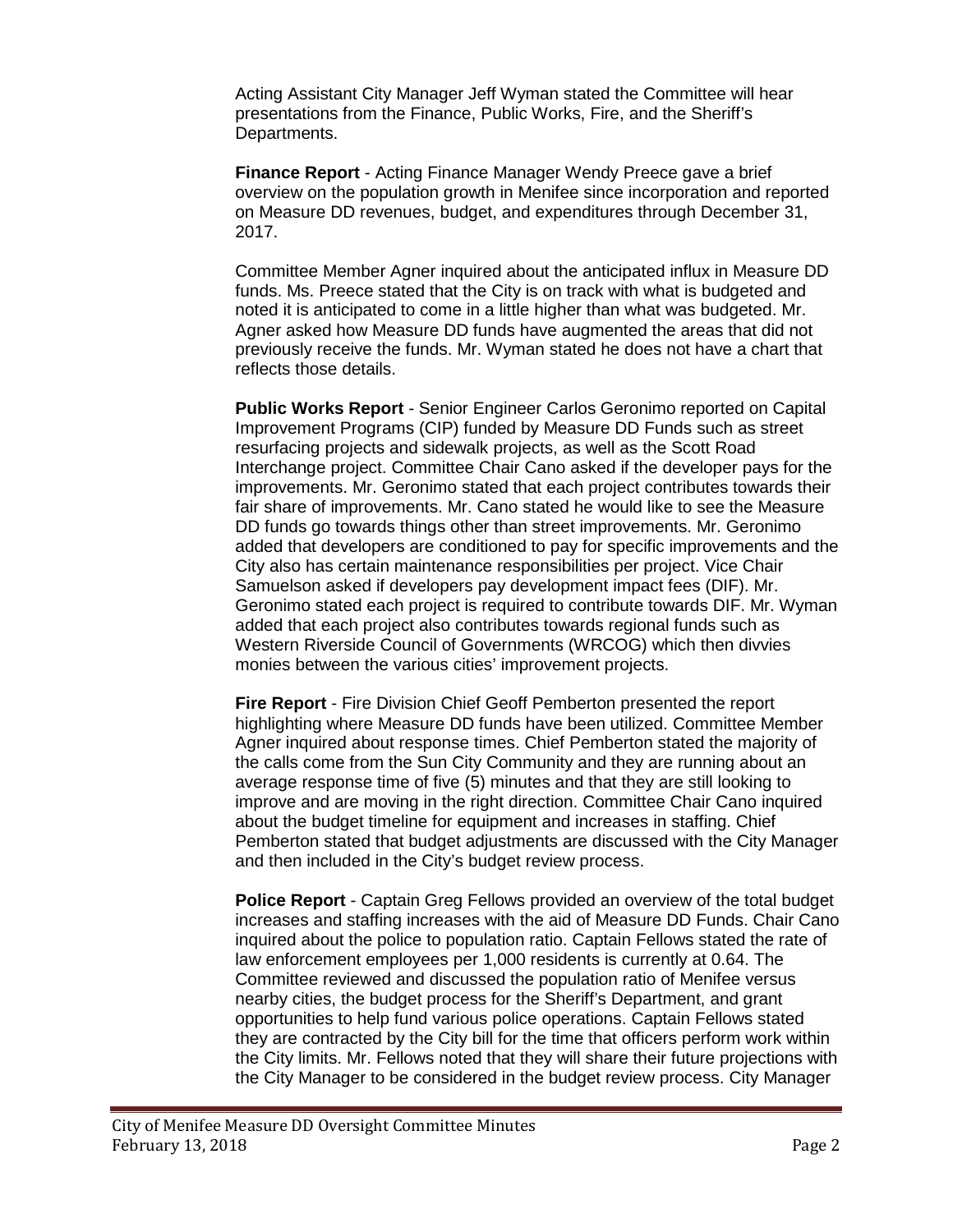Acting Assistant City Manager Jeff Wyman stated the Committee will hear presentations from the Finance, Public Works, Fire, and the Sheriff's Departments.

**Finance Report** - Acting Finance Manager Wendy Preece gave a brief overview on the population growth in Menifee since incorporation and reported on Measure DD revenues, budget, and expenditures through December 31, 2017.

Committee Member Agner inquired about the anticipated influx in Measure DD funds. Ms. Preece stated that the City is on track with what is budgeted and noted it is anticipated to come in a little higher than what was budgeted. Mr. Agner asked how Measure DD funds have augmented the areas that did not previously receive the funds. Mr. Wyman stated he does not have a chart that reflects those details.

**Public Works Report** - Senior Engineer Carlos Geronimo reported on Capital Improvement Programs (CIP) funded by Measure DD Funds such as street resurfacing projects and sidewalk projects, as well as the Scott Road Interchange project. Committee Chair Cano asked if the developer pays for the improvements. Mr. Geronimo stated that each project contributes towards their fair share of improvements. Mr. Cano stated he would like to see the Measure DD funds go towards things other than street improvements. Mr. Geronimo added that developers are conditioned to pay for specific improvements and the City also has certain maintenance responsibilities per project. Vice Chair Samuelson asked if developers pay development impact fees (DIF). Mr. Geronimo stated each project is required to contribute towards DIF. Mr. Wyman added that each project also contributes towards regional funds such as Western Riverside Council of Governments (WRCOG) which then divvies monies between the various cities' improvement projects.

**Fire Report** - Fire Division Chief Geoff Pemberton presented the report highlighting where Measure DD funds have been utilized. Committee Member Agner inquired about response times. Chief Pemberton stated the majority of the calls come from the Sun City Community and they are running about an average response time of five (5) minutes and that they are still looking to improve and are moving in the right direction. Committee Chair Cano inquired about the budget timeline for equipment and increases in staffing. Chief Pemberton stated that budget adjustments are discussed with the City Manager and then included in the City's budget review process.

**Police Report** - Captain Greg Fellows provided an overview of the total budget increases and staffing increases with the aid of Measure DD Funds. Chair Cano inquired about the police to population ratio. Captain Fellows stated the rate of law enforcement employees per 1,000 residents is currently at 0.64. The Committee reviewed and discussed the population ratio of Menifee versus nearby cities, the budget process for the Sheriff's Department, and grant opportunities to help fund various police operations. Captain Fellows stated they are contracted by the City bill for the time that officers perform work within the City limits. Mr. Fellows noted that they will share their future projections with the City Manager to be considered in the budget review process. City Manager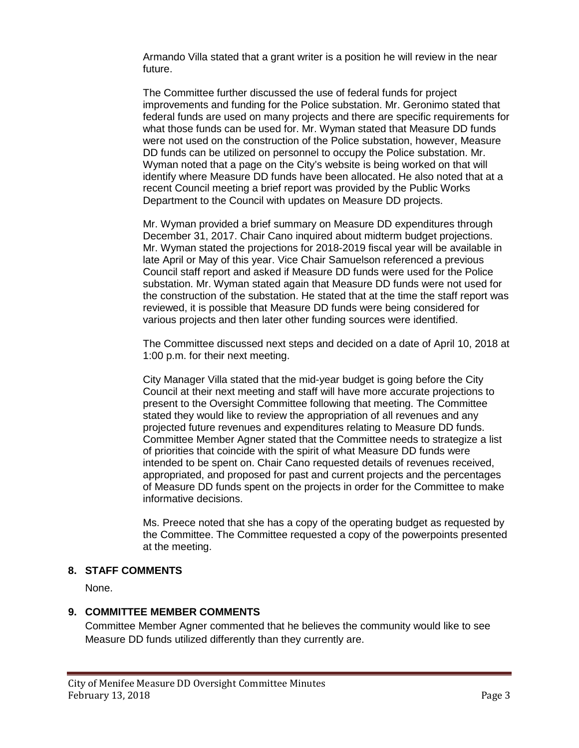Armando Villa stated that a grant writer is a position he will review in the near future.

The Committee further discussed the use of federal funds for project improvements and funding for the Police substation. Mr. Geronimo stated that federal funds are used on many projects and there are specific requirements for what those funds can be used for. Mr. Wyman stated that Measure DD funds were not used on the construction of the Police substation, however, Measure DD funds can be utilized on personnel to occupy the Police substation. Mr. Wyman noted that a page on the City's website is being worked on that will identify where Measure DD funds have been allocated. He also noted that at a recent Council meeting a brief report was provided by the Public Works Department to the Council with updates on Measure DD projects.

Mr. Wyman provided a brief summary on Measure DD expenditures through December 31, 2017. Chair Cano inquired about midterm budget projections. Mr. Wyman stated the projections for 2018-2019 fiscal year will be available in late April or May of this year. Vice Chair Samuelson referenced a previous Council staff report and asked if Measure DD funds were used for the Police substation. Mr. Wyman stated again that Measure DD funds were not used for the construction of the substation. He stated that at the time the staff report was reviewed, it is possible that Measure DD funds were being considered for various projects and then later other funding sources were identified.

The Committee discussed next steps and decided on a date of April 10, 2018 at 1:00 p.m. for their next meeting.

City Manager Villa stated that the mid-year budget is going before the City Council at their next meeting and staff will have more accurate projections to present to the Oversight Committee following that meeting. The Committee stated they would like to review the appropriation of all revenues and any projected future revenues and expenditures relating to Measure DD funds. Committee Member Agner stated that the Committee needs to strategize a list of priorities that coincide with the spirit of what Measure DD funds were intended to be spent on. Chair Cano requested details of revenues received, appropriated, and proposed for past and current projects and the percentages of Measure DD funds spent on the projects in order for the Committee to make informative decisions.

Ms. Preece noted that she has a copy of the operating budget as requested by the Committee. The Committee requested a copy of the powerpoints presented at the meeting.

**8. STAFF COMMENTS**

None.

**9. COMMITTEE MEMBER COMMENTS**

Committee Member Agner commented that he believes the community would like to see Measure DD funds utilized differently than they currently are.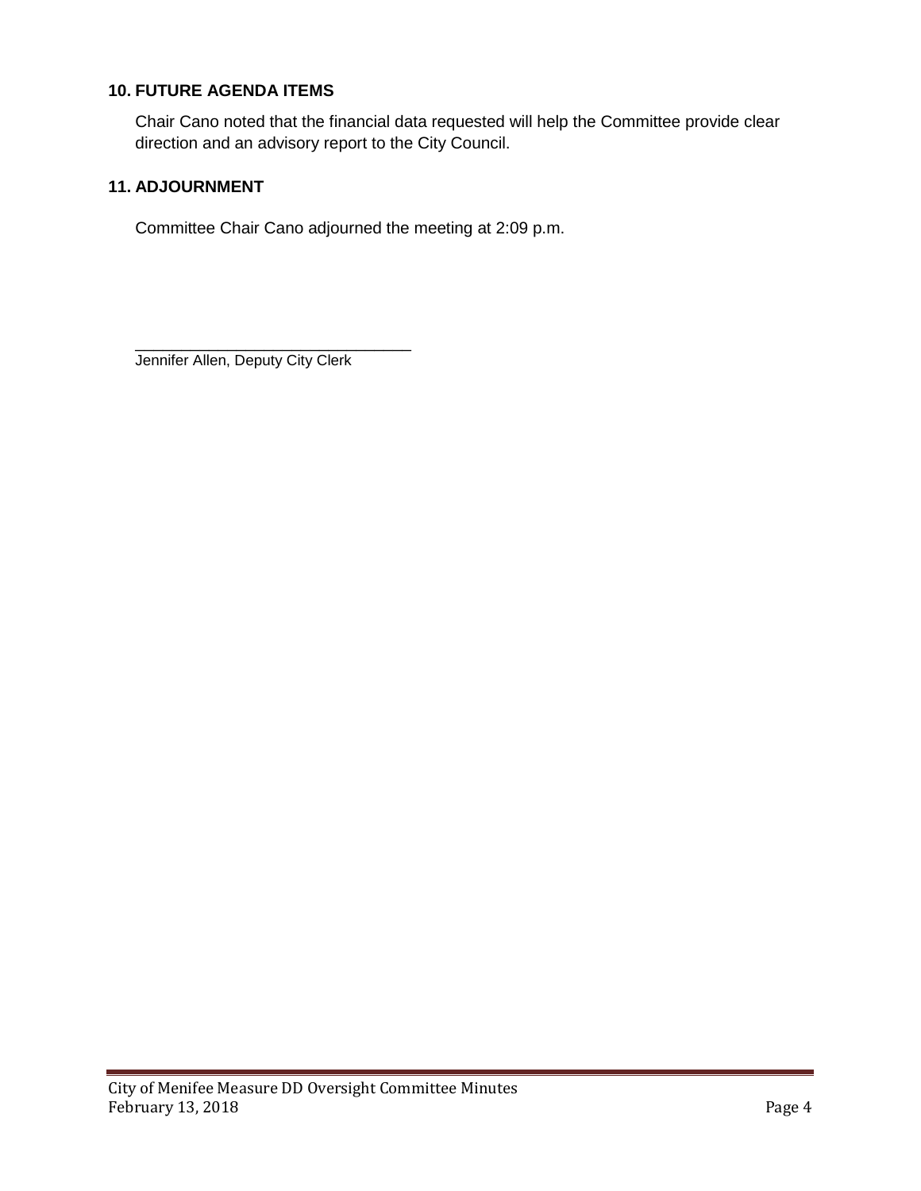## 10. FUTURE AGENDA ITEMS

Chair Cano noted that the financial data requested will help the Committee provide clear direction and an advisory report to the City Council.

## 11. ADJOURNMENT

Committee Chair Cano adjourned the meeting at 2:09 p.m.

\_\_\_\_\_\_\_\_\_\_\_\_\_\_\_\_\_\_\_\_\_\_\_\_\_\_\_\_\_\_\_\_

Jennifer Allen, Deputy City Clerk